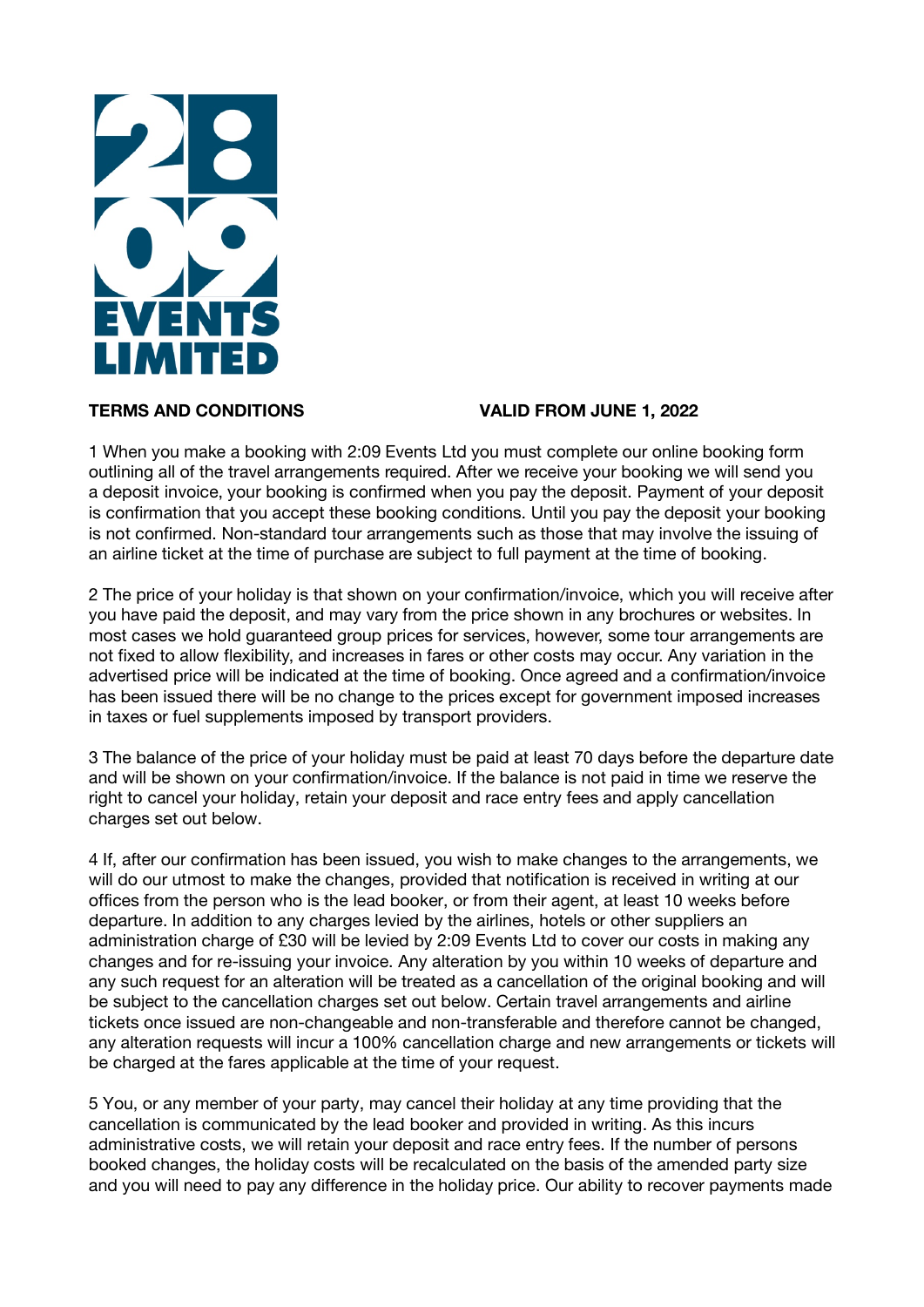**TERMS AND CONDITIONS** **VALID FROM JUNE 1, 2022**

1 When you make a booking with 2:09 Events Ltd you must complete our online booking form outlining all of the travel arrangements required. After we receive your booking we will send you a deposit invoice, your booking is confirmed when you pay the deposit. Payment of your deposit is confirmation that you accept these booking conditions. Until you pay the deposit your booking is not confirmed. Non-standard tour arrangements such as those that may involve the issuing of an airline ticket at the time of purchase are subject to full payment at the time of booking.

2 The price of your holiday is that shown on your confirmation/invoice, which you will receive after you have paid the deposit, and may vary from the price shown in any brochures or websites. In most cases we hold guaranteed group prices for services, however, some tour arrangements are not fixed to allow flexibility, and increases in fares or other costs may occur. Any variation in the advertised price will be indicated at the time of booking. Once agreed and a confirmation/invoice has been issued there will be no change to the prices except for government imposed increases in taxes or fuel supplements imposed by transport providers.

3 The balance of the price of your holiday must be paid at least 70 days before the departure date and will be shown on your confirmation/invoice. If the balance is not paid in time we reserve the right to cancel your holiday, retain your deposit and race entry fees and apply cancellation charges set out below.

4 If, after our confirmation has been issued, you wish to make changes to the arrangements, we will do our utmost to make the changes, provided that notification is received in writing at our offices from the person who is the lead booker, or from their agent, at least 10 weeks before departure. In addition to any charges levied by the airlines, hotels or other suppliers an administration charge of £30 will be levied by 2:09 Events Ltd to cover our costs in making any changes and for re-issuing your invoice. Any alteration by you within 10 weeks of departure and any such request for an alteration will be treated as a cancellation of the original booking and will be subject to the cancellation charges set out below. Certain travel arrangements and airline tickets once issued are non-changeable and non-transferable and therefore cannot be changed, any alteration requests will incur a 100% cancellation charge and new arrangements or tickets will be charged at the fares applicable at the time of your request.

5 You, or any member of your party, may cancel their holiday at any time providing that the cancellation is communicated by the lead booker and provided in writing. As this incurs administrative costs, we will retain your deposit and race entry fees. If the number of persons booked changes, the holiday costs will be recalculated on the basis of the amended party size and you will need to pay any difference in the holiday price. Our ability to recover payments made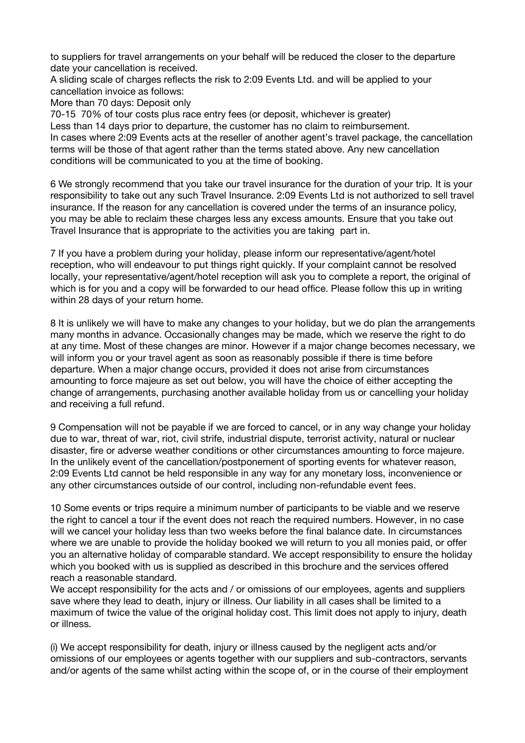to suppliers for travel arrangements on your behalf will be reduced the closer to the departure date your cancellation is received.

A sliding scale of charges reflects the risk to 2:09 Events Ltd. and will be applied to your cancellation invoice as follows:

More than 70 days: Deposit only

70-15 70% of tour costs plus race entry fees (or deposit, whichever is greater)

Less than 14 days prior to departure, the customer has no claim to reimbursement.

In cases where 2:09 Events acts at the reseller of another agent's travel package, the cancellation terms will be those of that agent rather than the terms stated above. Any new cancellation conditions will be communicated to you at the time of booking.

6 We strongly recommend that you take our travel insurance for the duration of your trip. It is your responsibility to take out any such Travel Insurance. 2:09 Events Ltd is not authorized to sell travel insurance. If the reason for any cancellation is covered under the terms of an insurance policy, you may be able to reclaim these charges less any excess amounts. Ensure that you take out Travel Insurance that is appropriate to the activities you are taking part in.

7 If you have a problem during your holiday, please inform our representative/agent/hotel reception, who will endeavour to put things right quickly. If your complaint cannot be resolved locally, your representative/agent/hotel reception will ask you to complete a report, the original of which is for you and a copy will be forwarded to our head office. Please follow this up in writing within 28 days of your return home.

8 It is unlikely we will have to make any changes to your holiday, but we do plan the arrangements many months in advance. Occasionally changes may be made, which we reserve the right to do at any time. Most of these changes are minor. However if a major change becomes necessary, we will inform you or your travel agent as soon as reasonably possible if there is time before departure. When a major change occurs, provided it does not arise from circumstances amounting to force majeure as set out below, you will have the choice of either accepting the change of arrangements, purchasing another available holiday from us or cancelling your holiday and receiving a full refund.

9 Compensation will not be payable if we are forced to cancel, or in any way change your holiday due to war, threat of war, riot, civil strife, industrial dispute, terrorist activity, natural or nuclear disaster, fire or adverse weather conditions or other circumstances amounting to force majeure. In the unlikely event of the cancellation/postponement of sporting events for whatever reason, 2:09 Events Ltd cannot be held responsible in any way for any monetary loss, inconvenience or any other circumstances outside of our control, including non-refundable event fees.

10 Some events or trips require a minimum number of participants to be viable and we reserve the right to cancel a tour if the event does not reach the required numbers. However, in no case will we cancel your holiday less than two weeks before the final balance date. In circumstances where we are unable to provide the holiday booked we will return to you all monies paid, or offer you an alternative holiday of comparable standard. We accept responsibility to ensure the holiday which you booked with us is supplied as described in this brochure and the services offered reach a reasonable standard.

We accept responsibility for the acts and / or omissions of our employees, agents and suppliers save where they lead to death, injury or illness. Our liability in all cases shall be limited to a maximum of twice the value of the original holiday cost. This limit does not apply to injury, death or illness.

(i) We accept responsibility for death, injury or illness caused by the negligent acts and/or omissions of our employees or agents together with our suppliers and sub-contractors, servants and/or agents of the same whilst acting within the scope of, or in the course of their employment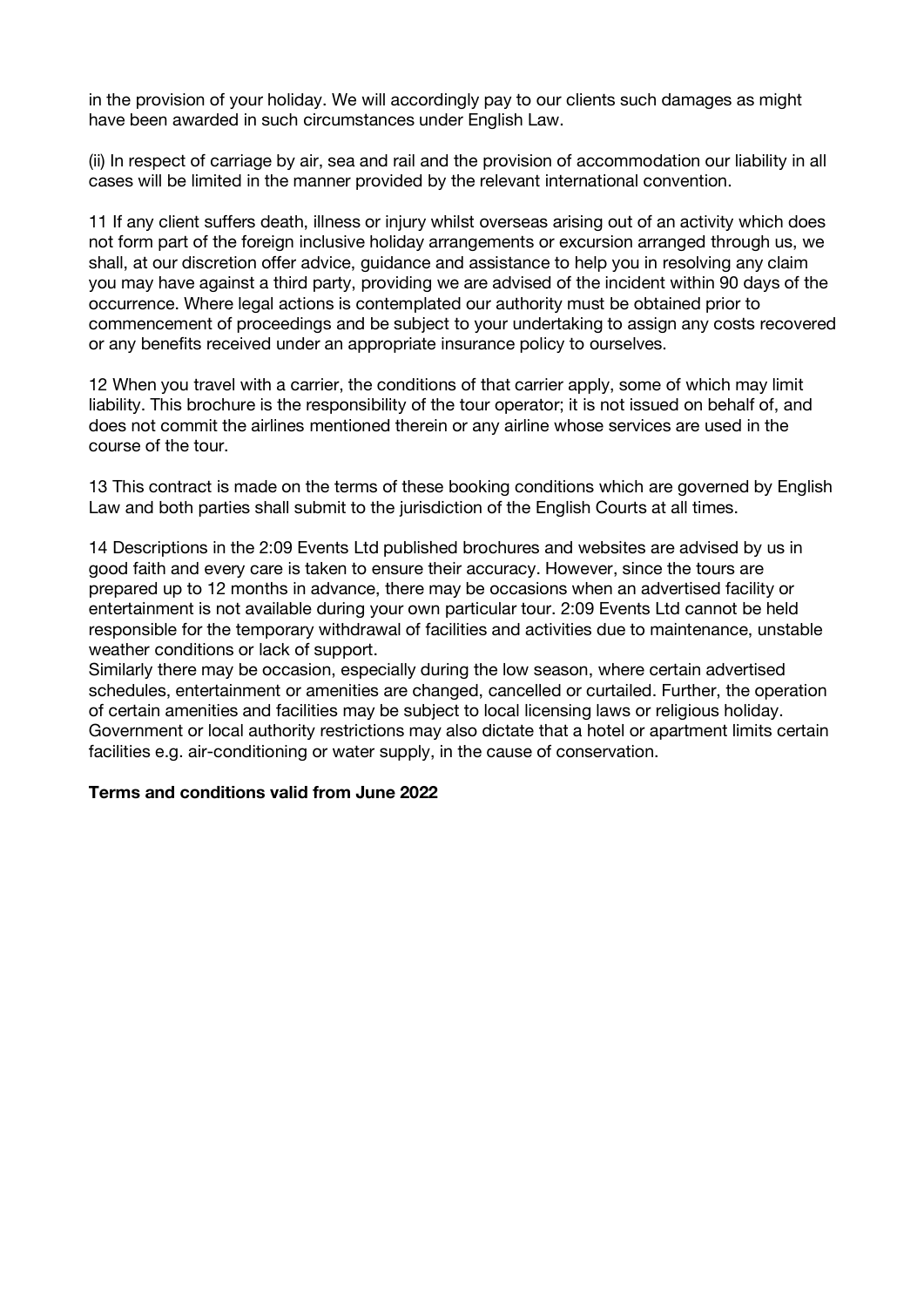in the provision of your holiday. We will accordingly pay to our clients such damages as might have been awarded in such circumstances under English Law.

(ii) In respect of carriage by air, sea and rail and the provision of accommodation our liability in all cases will be limited in the manner provided by the relevant international convention.

11 If any client suffers death, illness or injury whilst overseas arising out of an activity which does not form part of the foreign inclusive holiday arrangements or excursion arranged through us, we shall, at our discretion offer advice, guidance and assistance to help you in resolving any claim you may have against a third party, providing we are advised of the incident within 90 days of the occurrence. Where legal actions is contemplated our authority must be obtained prior to commencement of proceedings and be subject to your undertaking to assign any costs recovered or any benefits received under an appropriate insurance policy to ourselves.

12 When you travel with a carrier, the conditions of that carrier apply, some of which may limit liability. This brochure is the responsibility of the tour operator; it is not issued on behalf of, and does not commit the airlines mentioned therein or any airline whose services are used in the course of the tour.

13 This contract is made on the terms of these booking conditions which are governed by English Law and both parties shall submit to the jurisdiction of the English Courts at all times.

14 Descriptions in the 2:09 Events Ltd published brochures and websites are advised by us in good faith and every care is taken to ensure their accuracy. However, since the tours are prepared up to 12 months in advance, there may be occasions when an advertised facility or entertainment is not available during your own particular tour. 2:09 Events Ltd cannot be held responsible for the temporary withdrawal of facilities and activities due to maintenance, unstable weather conditions or lack of support.
Similarly there may be occasion, especially during the low season, where certain advertised schedules, entertainment or amenities are changed, cancelled or curtailed. Further, the operation of certain amenities and facilities may be subject to local licensing laws or religious holiday. Government or local authority restrictions may also dictate that a hotel or apartment limits certain facilities e.g. air-conditioning or water supply, in the cause of conservation.

**Terms and conditions valid from June 2022**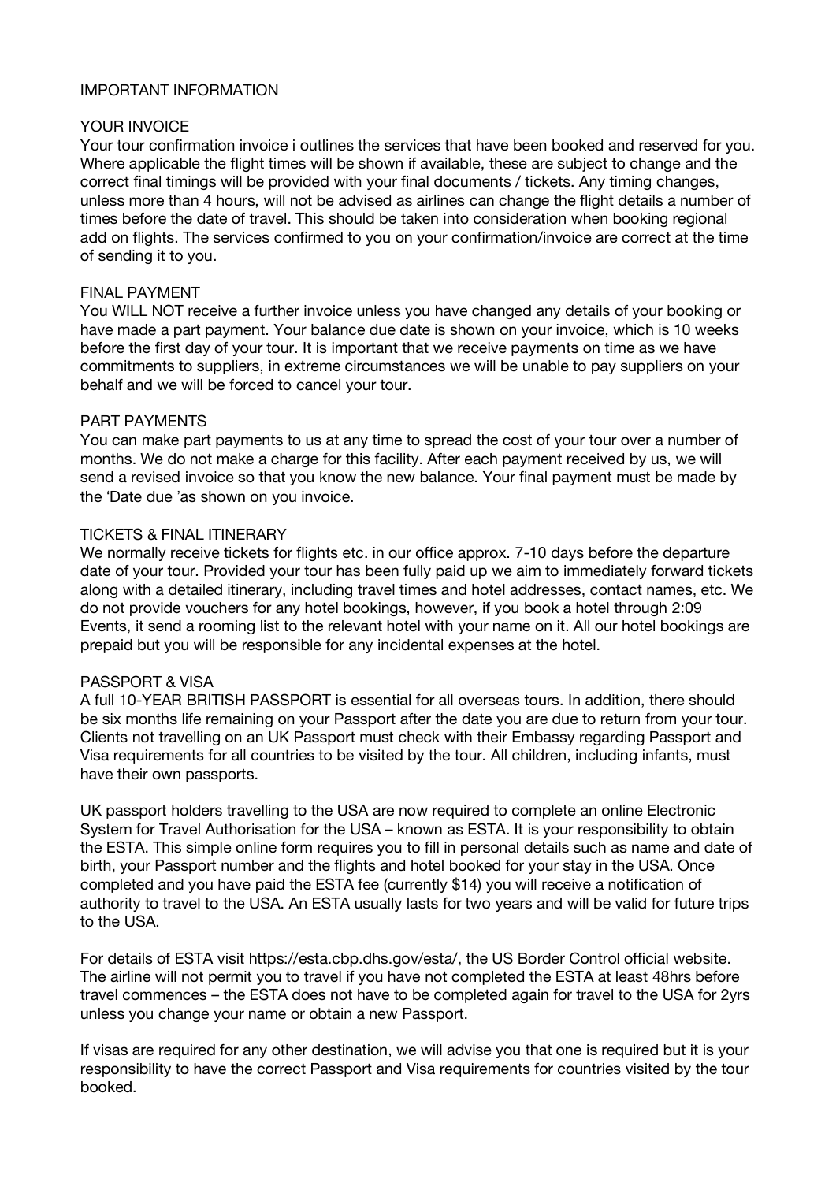# IMPORTANT INFORMATION

## YOUR INVOICE

Your tour confirmation invoice i outlines the services that have been booked and reserved for you. Where applicable the flight times will be shown if available, these are subject to change and the correct final timings will be provided with your final documents / tickets. Any timing changes, unless more than 4 hours, will not be advised as airlines can change the flight details a number of times before the date of travel. This should be taken into consideration when booking regional add on flights. The services confirmed to you on your confirmation/invoice are correct at the time of sending it to you.

## FINAL PAYMENT

You WILL NOT receive a further invoice unless you have changed any details of your booking or have made a part payment. Your balance due date is shown on your invoice, which is 10 weeks before the first day of your tour. It is important that we receive payments on time as we have commitments to suppliers, in extreme circumstances we will be unable to pay suppliers on your behalf and we will be forced to cancel your tour.

## PART PAYMENTS

You can make part payments to us at any time to spread the cost of your tour over a number of months. We do not make a charge for this facility. After each payment received by us, we will send a revised invoice so that you know the new balance. Your final payment must be made by the 'Date due 'as shown on you invoice.

## TICKETS & FINAL ITINERARY

We normally receive tickets for flights etc. in our office approx. 7-10 days before the departure date of your tour. Provided your tour has been fully paid up we aim to immediately forward tickets along with a detailed itinerary, including travel times and hotel addresses, contact names, etc. We do not provide vouchers for any hotel bookings, however, if you book a hotel through 2:09 Events, it send a rooming list to the relevant hotel with your name on it. All our hotel bookings are prepaid but you will be responsible for any incidental expenses at the hotel.

## PASSPORT & VISA

A full 10-YEAR BRITISH PASSPORT is essential for all overseas tours. In addition, there should be six months life remaining on your Passport after the date you are due to return from your tour. Clients not travelling on an UK Passport must check with their Embassy regarding Passport and Visa requirements for all countries to be visited by the tour. All children, including infants, must have their own passports.

UK passport holders travelling to the USA are now required to complete an online Electronic System for Travel Authorisation for the USA – known as ESTA. It is your responsibility to obtain the ESTA. This simple online form requires you to fill in personal details such as name and date of birth, your Passport number and the flights and hotel booked for your stay in the USA. Once completed and you have paid the ESTA fee (currently $14) you will receive a notification of authority to travel to the USA. An ESTA usually lasts for two years and will be valid for future trips to the USA.

For details of ESTA visit https://esta.cbp.dhs.gov/esta/, the US Border Control official website. The airline will not permit you to travel if you have not completed the ESTA at least 48hrs before travel commences – the ESTA does not have to be completed again for travel to the USA for 2yrs unless you change your name or obtain a new Passport.

If visas are required for any other destination, we will advise you that one is required but it is your responsibility to have the correct Passport and Visa requirements for countries visited by the tour booked.